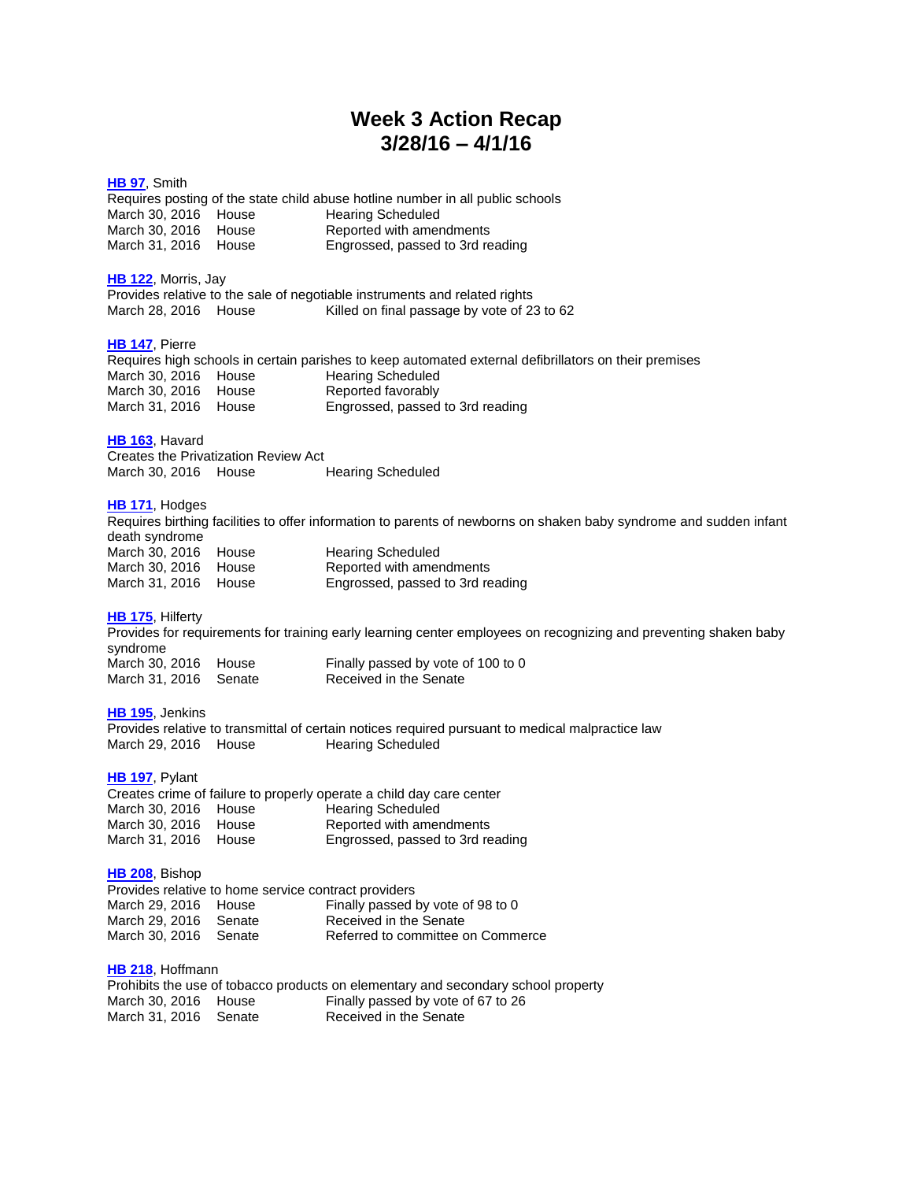# Week 3 Action Recap
# 3/28/16 – 4/1/16

**HB 97**, Smith
Requires posting of the state child abuse hotline number in all public schools

| | | |
|---|---|---|
| March 30, 2016 | House | Hearing Scheduled |
| March 30, 2016 | House | Reported with amendments |
| March 31, 2016 | House | Engrossed, passed to 3rd reading |

**HB 122**, Morris, Jay
Provides relative to the sale of negotiable instruments and related rights

| | | |
|---|---|---|
| March 28, 2016 | House | Killed on final passage by vote of 23 to 62 |

**HB 147**, Pierre
Requires high schools in certain parishes to keep automated external defibrillators on their premises

| | | |
|---|---|---|
| March 30, 2016 | House | Hearing Scheduled |
| March 30, 2016 | House | Reported favorably |
| March 31, 2016 | House | Engrossed, passed to 3rd reading |

**HB 163**, Havard
Creates the Privatization Review Act

| | | |
|---|---|---|
| March 30, 2016 | House | Hearing Scheduled |

**HB 171**, Hodges
Requires birthing facilities to offer information to parents of newborns on shaken baby syndrome and sudden infant death syndrome

| | | |
|---|---|---|
| March 30, 2016 | House | Hearing Scheduled |
| March 30, 2016 | House | Reported with amendments |
| March 31, 2016 | House | Engrossed, passed to 3rd reading |

**HB 175**, Hilferty
Provides for requirements for training early learning center employees on recognizing and preventing shaken baby syndrome

| | | |
|---|---|---|
| March 30, 2016 | House | Finally passed by vote of 100 to 0 |
| March 31, 2016 | Senate | Received in the Senate |

**HB 195**, Jenkins
Provides relative to transmittal of certain notices required pursuant to medical malpractice law

| | | |
|---|---|---|
| March 29, 2016 | House | Hearing Scheduled |

**HB 197**, Pylant
Creates crime of failure to properly operate a child day care center

| | | |
|---|---|---|
| March 30, 2016 | House | Hearing Scheduled |
| March 30, 2016 | House | Reported with amendments |
| March 31, 2016 | House | Engrossed, passed to 3rd reading |

**HB 208**, Bishop
Provides relative to home service contract providers

| | | |
|---|---|---|
| March 29, 2016 | House | Finally passed by vote of 98 to 0 |
| March 29, 2016 | Senate | Received in the Senate |
| March 30, 2016 | Senate | Referred to committee on Commerce |

**HB 218**, Hoffmann
Prohibits the use of tobacco products on elementary and secondary school property

| | | |
|---|---|---|
| March 30, 2016 | House | Finally passed by vote of 67 to 26 |
| March 31, 2016 | Senate | Received in the Senate |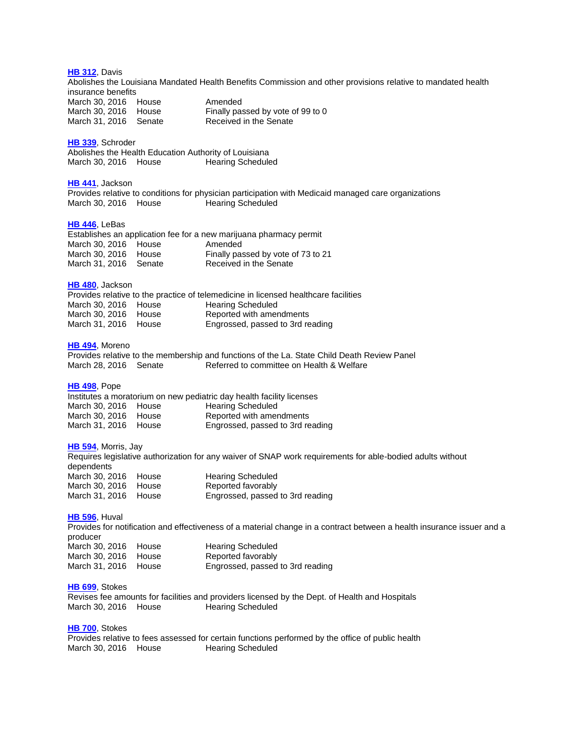**HB 312**, Davis
Abolishes the Louisiana Mandated Health Benefits Commission and other provisions relative to mandated health insurance benefits

| | | |
|---|---|---|
| March 30, 2016 | House | Amended |
| March 30, 2016 | House | Finally passed by vote of 99 to 0 |
| March 31, 2016 | Senate | Received in the Senate |

**HB 339**, Schroder
Abolishes the Health Education Authority of Louisiana

| | | |
|---|---|---|
| March 30, 2016 | House | Hearing Scheduled |

**HB 441**, Jackson
Provides relative to conditions for physician participation with Medicaid managed care organizations

| | | |
|---|---|---|
| March 30, 2016 | House | Hearing Scheduled |

**HB 446**, LeBas
Establishes an application fee for a new marijuana pharmacy permit

| | | |
|---|---|---|
| March 30, 2016 | House | Amended |
| March 30, 2016 | House | Finally passed by vote of 73 to 21 |
| March 31, 2016 | Senate | Received in the Senate |

**HB 480**, Jackson
Provides relative to the practice of telemedicine in licensed healthcare facilities

| | | |
|---|---|---|
| March 30, 2016 | House | Hearing Scheduled |
| March 30, 2016 | House | Reported with amendments |
| March 31, 2016 | House | Engrossed, passed to 3rd reading |

**HB 494**, Moreno
Provides relative to the membership and functions of the La. State Child Death Review Panel

| | | |
|---|---|---|
| March 28, 2016 | Senate | Referred to committee on Health & Welfare |

**HB 498**, Pope
Institutes a moratorium on new pediatric day health facility licenses

| | | |
|---|---|---|
| March 30, 2016 | House | Hearing Scheduled |
| March 30, 2016 | House | Reported with amendments |
| March 31, 2016 | House | Engrossed, passed to 3rd reading |

**HB 594**, Morris, Jay
Requires legislative authorization for any waiver of SNAP work requirements for able-bodied adults without dependents

| | | |
|---|---|---|
| March 30, 2016 | House | Hearing Scheduled |
| March 30, 2016 | House | Reported favorably |
| March 31, 2016 | House | Engrossed, passed to 3rd reading |

**HB 596**, Huval
Provides for notification and effectiveness of a material change in a contract between a health insurance issuer and a producer

| | | |
|---|---|---|
| March 30, 2016 | House | Hearing Scheduled |
| March 30, 2016 | House | Reported favorably |
| March 31, 2016 | House | Engrossed, passed to 3rd reading |

**HB 699**, Stokes
Revises fee amounts for facilities and providers licensed by the Dept. of Health and Hospitals

| | | |
|---|---|---|
| March 30, 2016 | House | Hearing Scheduled |

**HB 700**, Stokes
Provides relative to fees assessed for certain functions performed by the office of public health

| | | |
|---|---|---|
| March 30, 2016 | House | Hearing Scheduled |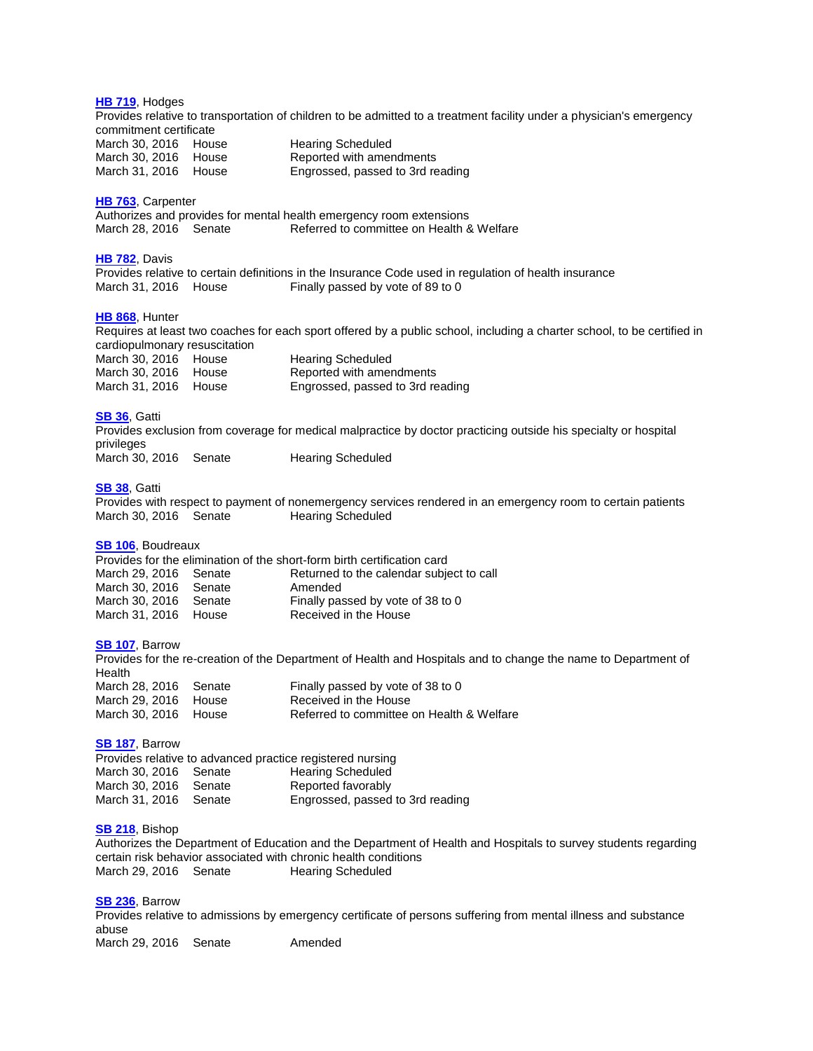**HB 719**, Hodges

Provides relative to transportation of children to be admitted to a treatment facility under a physician's emergency commitment certificate

| | | |
|---|---|---|
| March 30, 2016 | House | Hearing Scheduled |
| March 30, 2016 | House | Reported with amendments |
| March 31, 2016 | House | Engrossed, passed to 3rd reading |

**HB 763**, Carpenter

Authorizes and provides for mental health emergency room extensions

| | | |
|---|---|---|
| March 28, 2016 | Senate | Referred to committee on Health & Welfare |

**HB 782**, Davis

Provides relative to certain definitions in the Insurance Code used in regulation of health insurance

| | | |
|---|---|---|
| March 31, 2016 | House | Finally passed by vote of 89 to 0 |

**HB 868**, Hunter

Requires at least two coaches for each sport offered by a public school, including a charter school, to be certified in cardiopulmonary resuscitation

| | | |
|---|---|---|
| March 30, 2016 | House | Hearing Scheduled |
| March 30, 2016 | House | Reported with amendments |
| March 31, 2016 | House | Engrossed, passed to 3rd reading |

**SB 36**, Gatti

Provides exclusion from coverage for medical malpractice by doctor practicing outside his specialty or hospital privileges

| | | |
|---|---|---|
| March 30, 2016 | Senate | Hearing Scheduled |

**SB 38**, Gatti

Provides with respect to payment of nonemergency services rendered in an emergency room to certain patients

| | | |
|---|---|---|
| March 30, 2016 | Senate | Hearing Scheduled |

**SB 106**, Boudreaux

Provides for the elimination of the short-form birth certification card

| | | |
|---|---|---|
| March 29, 2016 | Senate | Returned to the calendar subject to call |
| March 30, 2016 | Senate | Amended |
| March 30, 2016 | Senate | Finally passed by vote of 38 to 0 |
| March 31, 2016 | House | Received in the House |

**SB 107**, Barrow

Provides for the re-creation of the Department of Health and Hospitals and to change the name to Department of Health

| | | |
|---|---|---|
| March 28, 2016 | Senate | Finally passed by vote of 38 to 0 |
| March 29, 2016 | House | Received in the House |
| March 30, 2016 | House | Referred to committee on Health & Welfare |

**SB 187**, Barrow

Provides relative to advanced practice registered nursing

| | | |
|---|---|---|
| March 30, 2016 | Senate | Hearing Scheduled |
| March 30, 2016 | Senate | Reported favorably |
| March 31, 2016 | Senate | Engrossed, passed to 3rd reading |

**SB 218**, Bishop

Authorizes the Department of Education and the Department of Health and Hospitals to survey students regarding certain risk behavior associated with chronic health conditions

| | | |
|---|---|---|
| March 29, 2016 | Senate | Hearing Scheduled |

**SB 236**, Barrow

Provides relative to admissions by emergency certificate of persons suffering from mental illness and substance abuse

| | | |
|---|---|---|
| March 29, 2016 | Senate | Amended |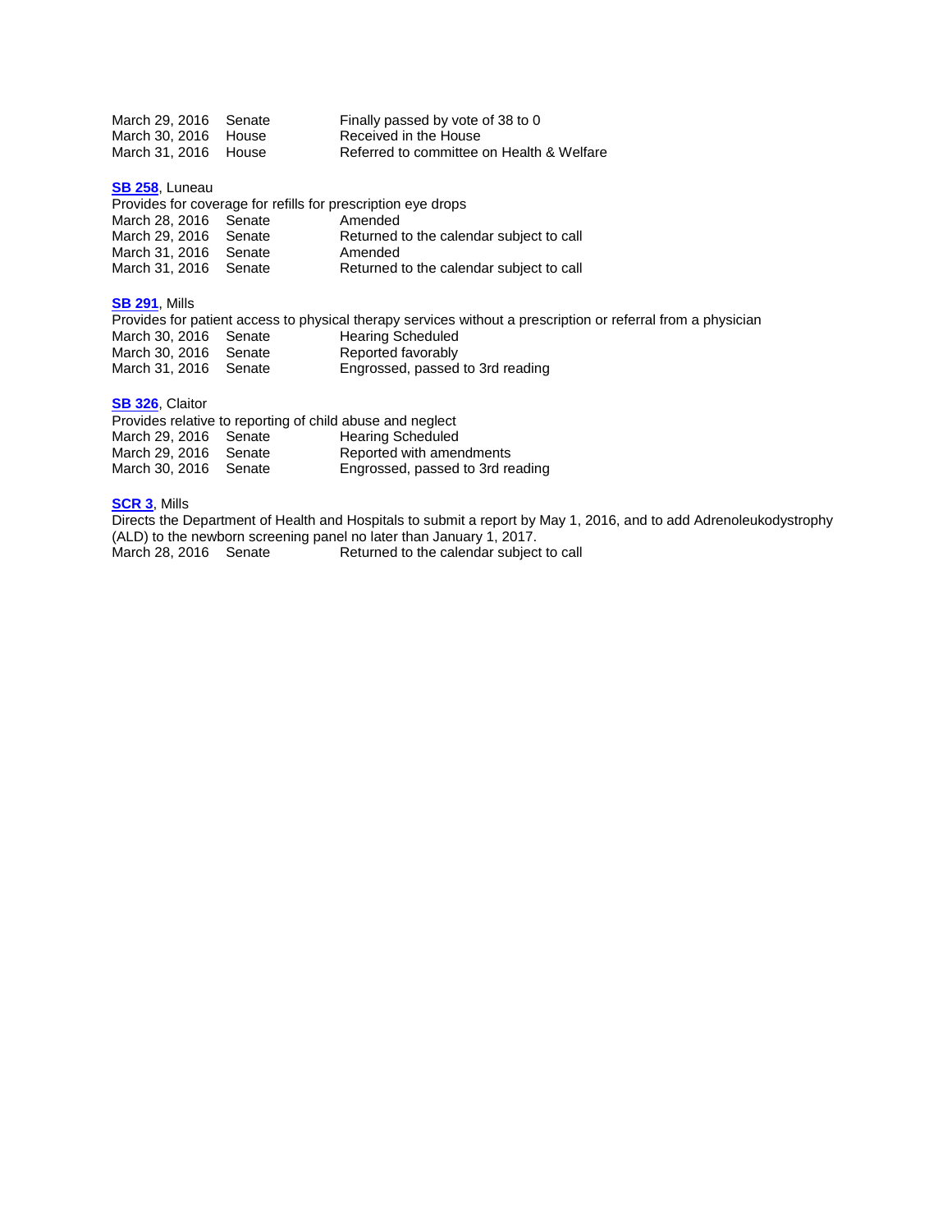| | | |
|---|---|---|
| March 29, 2016 | Senate | Finally passed by vote of 38 to 0 |
| March 30, 2016 | House | Received in the House |
| March 31, 2016 | House | Referred to committee on Health & Welfare |

**SB 258**, Luneau

Provides for coverage for refills for prescription eye drops

| | | |
|---|---|---|
| March 28, 2016 | Senate | Amended |
| March 29, 2016 | Senate | Returned to the calendar subject to call |
| March 31, 2016 | Senate | Amended |
| March 31, 2016 | Senate | Returned to the calendar subject to call |

**SB 291**, Mills

Provides for patient access to physical therapy services without a prescription or referral from a physician

| | | |
|---|---|---|
| March 30, 2016 | Senate | Hearing Scheduled |
| March 30, 2016 | Senate | Reported favorably |
| March 31, 2016 | Senate | Engrossed, passed to 3rd reading |

**SB 326**, Claitor

Provides relative to reporting of child abuse and neglect

| | | |
|---|---|---|
| March 29, 2016 | Senate | Hearing Scheduled |
| March 29, 2016 | Senate | Reported with amendments |
| March 30, 2016 | Senate | Engrossed, passed to 3rd reading |

**SCR 3**, Mills

Directs the Department of Health and Hospitals to submit a report by May 1, 2016, and to add Adrenoleukodystrophy (ALD) to the newborn screening panel no later than January 1, 2017.

| | | |
|---|---|---|
| March 28, 2016 | Senate | Returned to the calendar subject to call |